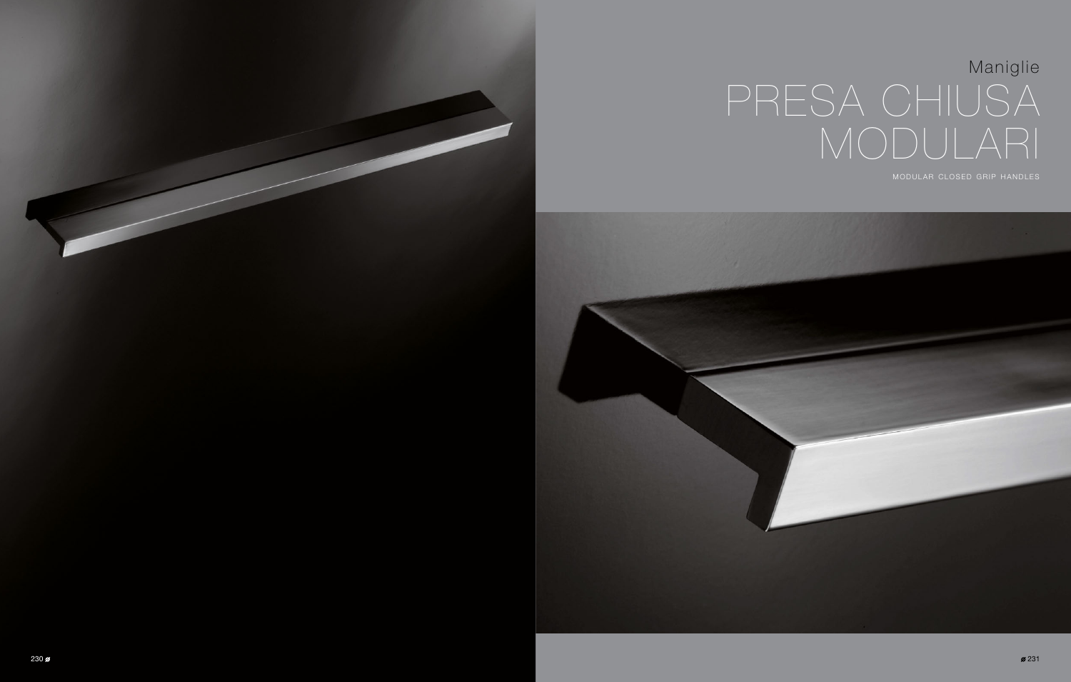Maniglie

# PRESA CHIUSA MODULARI

MODULAR CLOSED GRIP HANDLES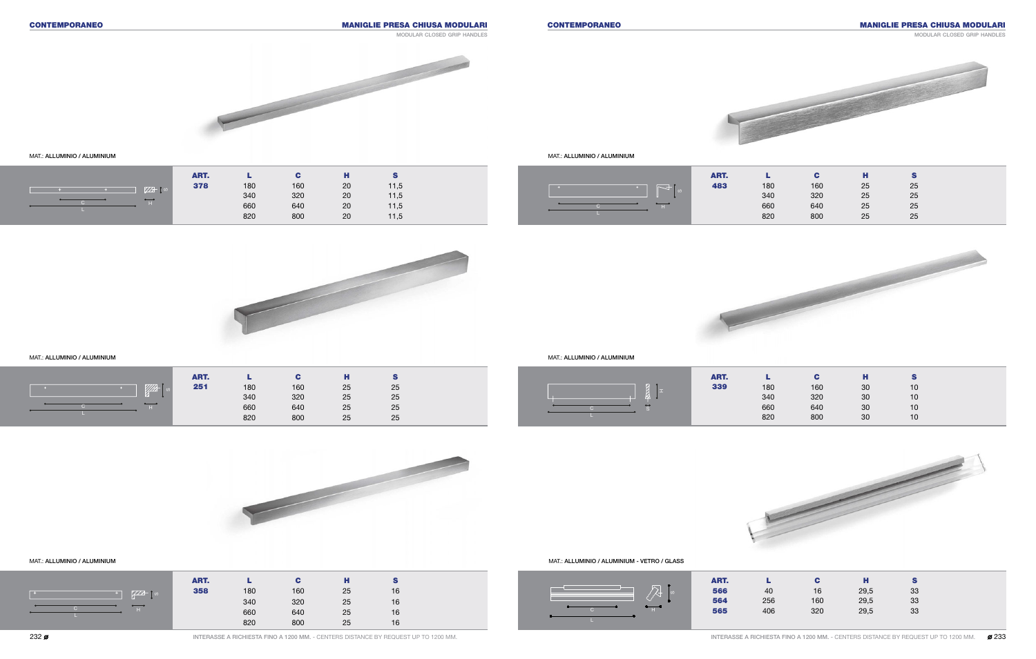## CONTEMPORANEO

### MANIGLIE PRESA CHIUSA MODULARI

MODULAR CLOSED GRIP HANDLES

MAT.: ALLUMINIO / ALUMINIUM

| ART. | L | C | H | S |
|---|---|---|---|---|
| **378** | 180 | 160 | 20 | 11,5 |
| | 340 | 320 | 20 | 11,5 |
| | 660 | 640 | 20 | 11,5 |
| | 820 | 800 | 20 | 11,5 |

MAT.: ALLUMINIO / ALUMINIUM

| ART. | L | C | H | S |
|---|---|---|---|---|
| **251** | 180 | 160 | 25 | 25 |
| | 340 | 320 | 25 | 25 |
| | 660 | 640 | 25 | 25 |
| | 820 | 800 | 25 | 25 |

MAT.: ALLUMINIO / ALUMINIUM

| ART. | L | C | H | S |
|---|---|---|---|---|
| **358** | 180 | 160 | 25 | 16 |
| | 340 | 320 | 25 | 16 |
| | 660 | 640 | 25 | 16 |
| | 820 | 800 | 25 | 16 |

INTERASSE A RICHIESTA FINO A 1200 MM. - CENTERS DISTANCE BY REQUEST UP TO 1200 MM.

## CONTEMPORANEO

### MANIGLIE PRESA CHIUSA MODULARI

MODULAR CLOSED GRIP HANDLES

MAT.: ALLUMINIO / ALUMINIUM

| ART. | L | C | H | S |
|---|---|---|---|---|
| **483** | 180 | 160 | 25 | 25 |
| | 340 | 320 | 25 | 25 |
| | 660 | 640 | 25 | 25 |
| | 820 | 800 | 25 | 25 |

MAT.: ALLUMINIO / ALUMINIUM

| ART. | L | C | H | S |
|---|---|---|---|---|
| **339** | 180 | 160 | 30 | 10 |
| | 340 | 320 | 30 | 10 |
| | 660 | 640 | 30 | 10 |
| | 820 | 800 | 30 | 10 |

MAT.: ALLUMINIO / ALUMINIUM - VETRO / GLASS

| ART. | L | C | H | S |
|---|---|---|---|---|
| **566** | 40 | 16 | 29,5 | 33 |
| **564** | 256 | 160 | 29,5 | 33 |
| **565** | 406 | 320 | 29,5 | 33 |

INTERASSE A RICHIESTA FINO A 1200 MM. - CENTERS DISTANCE BY REQUEST UP TO 1200 MM.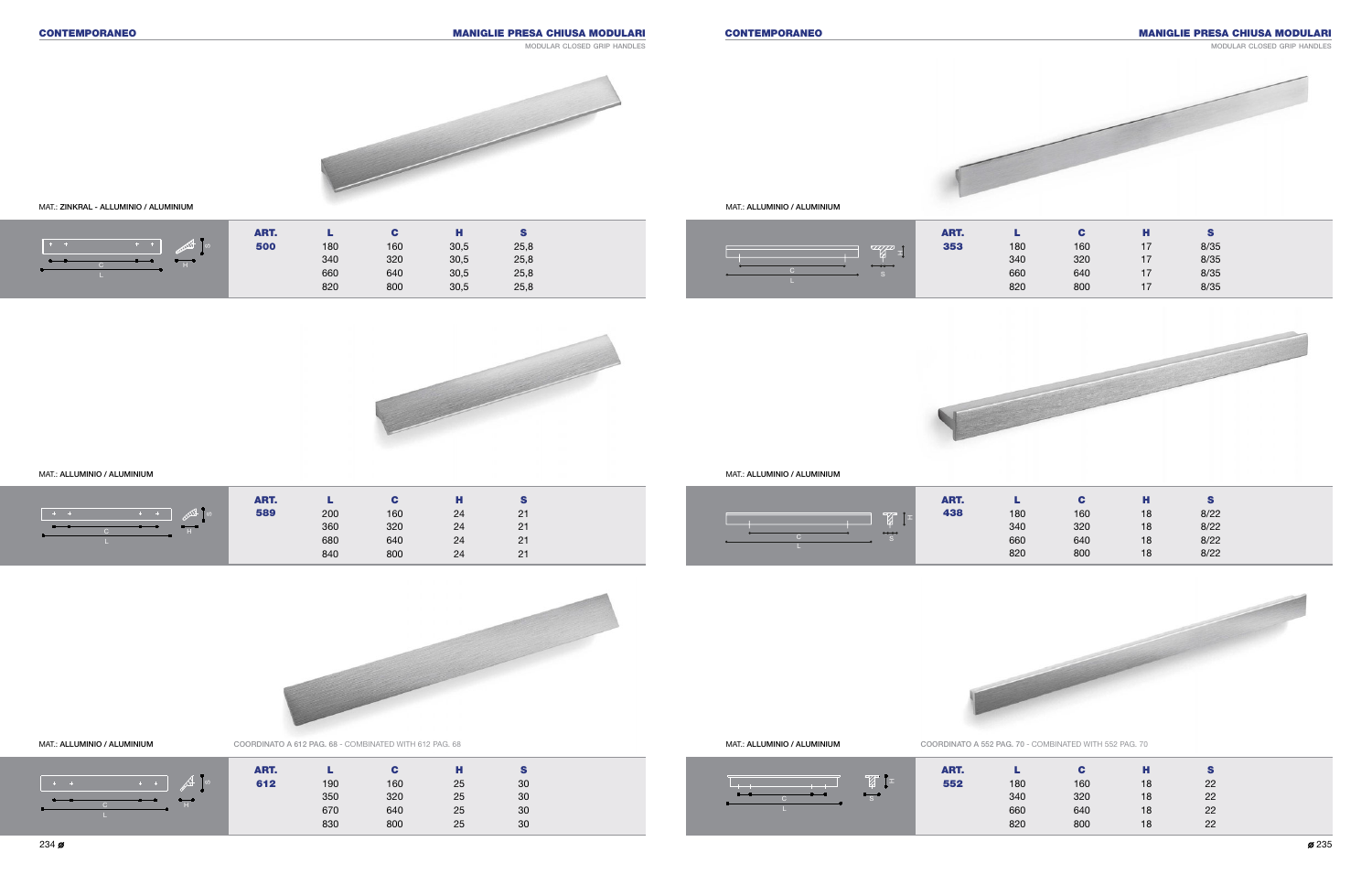## CONTEMPORANEO

## MANIGLIE PRESA CHIUSA MODULARI

MODULAR CLOSED GRIP HANDLES

MAT.: ZINKRAL - ALLUMINIO / ALUMINIUM

| ART. | L | C | H | S |
|---|---|---|---|---|
| 500 | 180 | 160 | 30,5 | 25,8 |
| | 340 | 320 | 30,5 | 25,8 |
| | 660 | 640 | 30,5 | 25,8 |
| | 820 | 800 | 30,5 | 25,8 |

MAT.: ALLUMINIO / ALUMINIUM

| ART. | L | C | H | S |
|---|---|---|---|---|
| 589 | 200 | 160 | 24 | 21 |
| | 360 | 320 | 24 | 21 |
| | 680 | 640 | 24 | 21 |
| | 840 | 800 | 24 | 21 |

MAT.: ALLUMINIO / ALUMINIUM

COORDINATO A 612 PAG. 68 - COMBINATED WITH 612 PAG. 68

| ART. | L | C | H | S |
|---|---|---|---|---|
| 612 | 190 | 160 | 25 | 30 |
| | 350 | 320 | 25 | 30 |
| | 670 | 640 | 25 | 30 |
| | 830 | 800 | 25 | 30 |

MAT.: ALLUMINIO / ALUMINIUM

| ART. | L | C | H | S |
|---|---|---|---|---|
| 353 | 180 | 160 | 17 | 8/35 |
| | 340 | 320 | 17 | 8/35 |
| | 660 | 640 | 17 | 8/35 |
| | 820 | 800 | 17 | 8/35 |

MAT.: ALLUMINIO / ALUMINIUM

| ART. | L | C | H | S |
|---|---|---|---|---|
| 438 | 180 | 160 | 18 | 8/22 |
| | 340 | 320 | 18 | 8/22 |
| | 660 | 640 | 18 | 8/22 |
| | 820 | 800 | 18 | 8/22 |

MAT.: ALLUMINIO / ALUMINIUM

COORDINATO A 552 PAG. 70 - COMBINATED WITH 552 PAG. 70

| ART. | L | C | H | S |
|---|---|---|---|---|
| 552 | 180 | 160 | 18 | 22 |
| | 340 | 320 | 18 | 22 |
| | 660 | 640 | 18 | 22 |
| | 820 | 800 | 18 | 22 |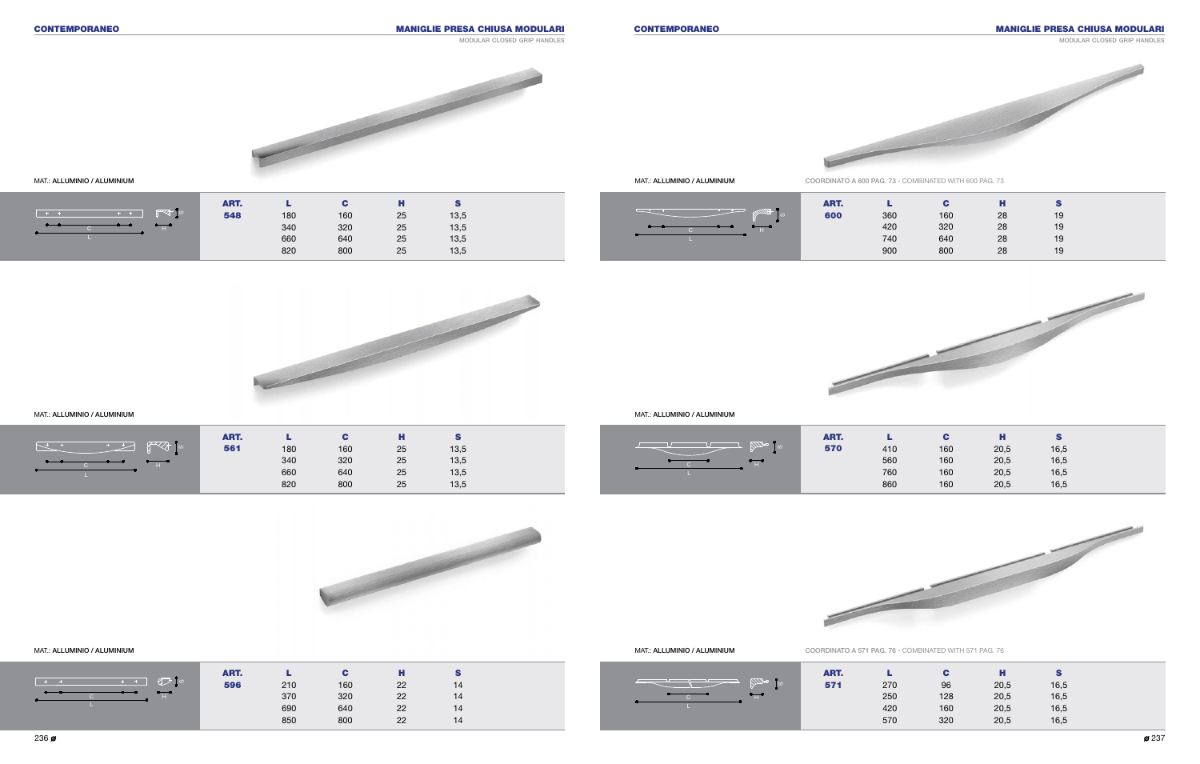## CONTEMPORANEO

## MANIGLIE PRESA CHIUSA MODULARI

MODULAR CLOSED GRIP HANDLES

MAT.: ALLUMINIO / ALUMINIUM

| ART. | L | C | H | S |
|---|---|---|---|---|
| 548 | 180 | 160 | 25 | 13,5 |
| | 340 | 320 | 25 | 13,5 |
| | 660 | 640 | 25 | 13,5 |
| | 820 | 800 | 25 | 13,5 |

MAT.: ALLUMINIO / ALUMINIUM

| ART. | L | C | H | S |
|---|---|---|---|---|
| 561 | 180 | 160 | 25 | 13,5 |
| | 340 | 320 | 25 | 13,5 |
| | 660 | 640 | 25 | 13,5 |
| | 820 | 800 | 25 | 13,5 |

MAT.: ALLUMINIO / ALUMINIUM

| ART. | L | C | H | S |
|---|---|---|---|---|
| 596 | 210 | 160 | 22 | 14 |
| | 370 | 320 | 22 | 14 |
| | 690 | 640 | 22 | 14 |
| | 850 | 800 | 22 | 14 |

MAT.: ALLUMINIO / ALUMINIUM

COORDINATO A 600 PAG. 73 - COMBINATED WITH 600 PAG. 73

| ART. | L | C | H | S |
|---|---|---|---|---|
| 600 | 360 | 160 | 28 | 19 |
| | 420 | 320 | 28 | 19 |
| | 740 | 640 | 28 | 19 |
| | 900 | 800 | 28 | 19 |

MAT.: ALLUMINIO / ALUMINIUM

| ART. | L | C | H | S |
|---|---|---|---|---|
| 570 | 410 | 160 | 20,5 | 16,5 |
| | 560 | 160 | 20,5 | 16,5 |
| | 760 | 160 | 20,5 | 16,5 |
| | 860 | 160 | 20,5 | 16,5 |

MAT.: ALLUMINIO / ALUMINIUM

COORDINATO A 571 PAG. 76 - COMBINATED WITH 571 PAG. 76

| ART. | L | C | H | S |
|---|---|---|---|---|
| 571 | 270 | 96 | 20,5 | 16,5 |
| | 250 | 128 | 20,5 | 16,5 |
| | 420 | 160 | 20,5 | 16,5 |
| | 570 | 320 | 20,5 | 16,5 |